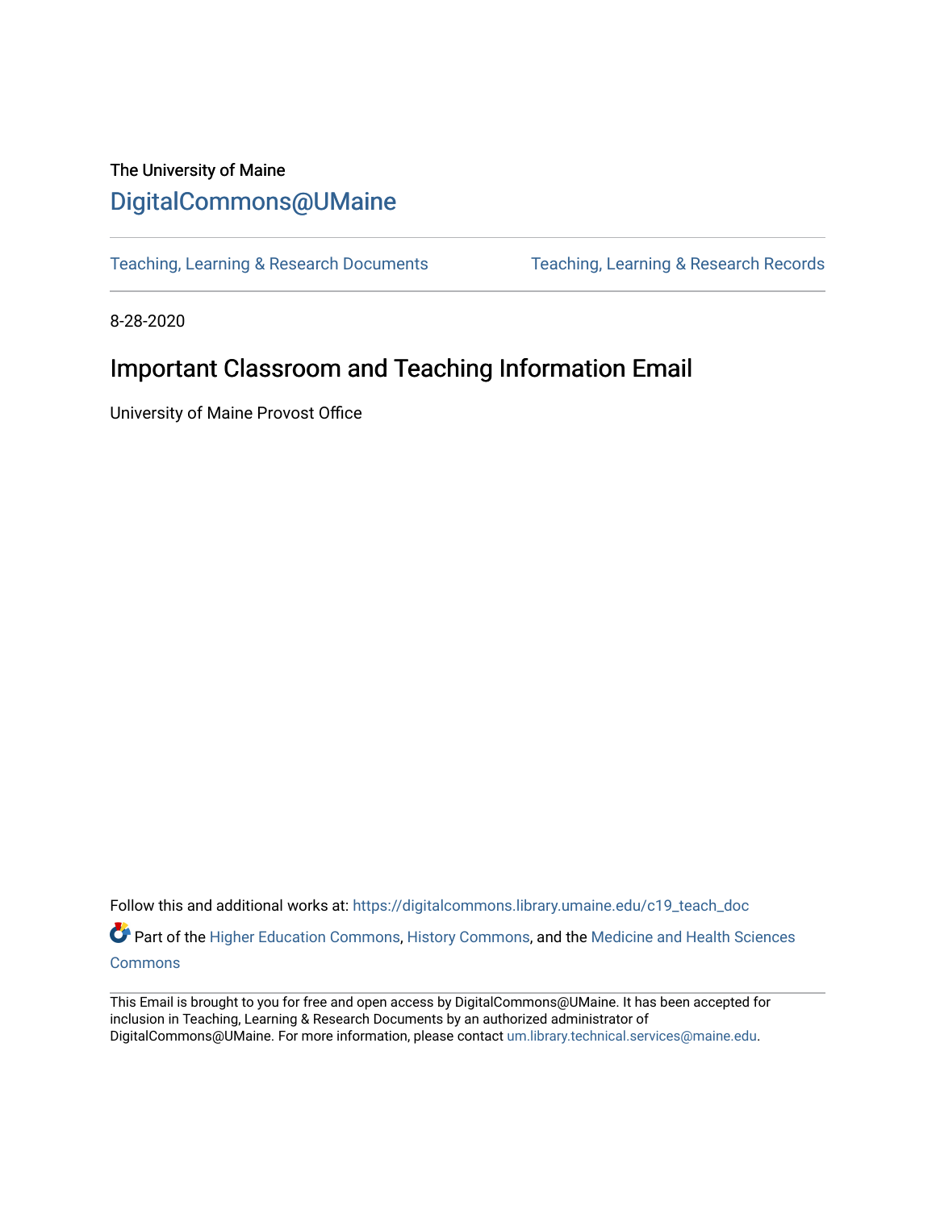The University of Maine

# DigitalCommons@UMaine

Teaching, Learning & Research Documents | Teaching, Learning & Research Records

8-28-2020

# Important Classroom and Teaching Information Email

University of Maine Provost Office

Follow this and additional works at: https://digitalcommons.library.umaine.edu/c19_teach_doc

Part of the Higher Education Commons, History Commons, and the Medicine and Health Sciences Commons

This Email is brought to you for free and open access by DigitalCommons@UMaine. It has been accepted for inclusion in Teaching, Learning & Research Documents by an authorized administrator of DigitalCommons@UMaine. For more information, please contact um.library.technical.services@maine.edu.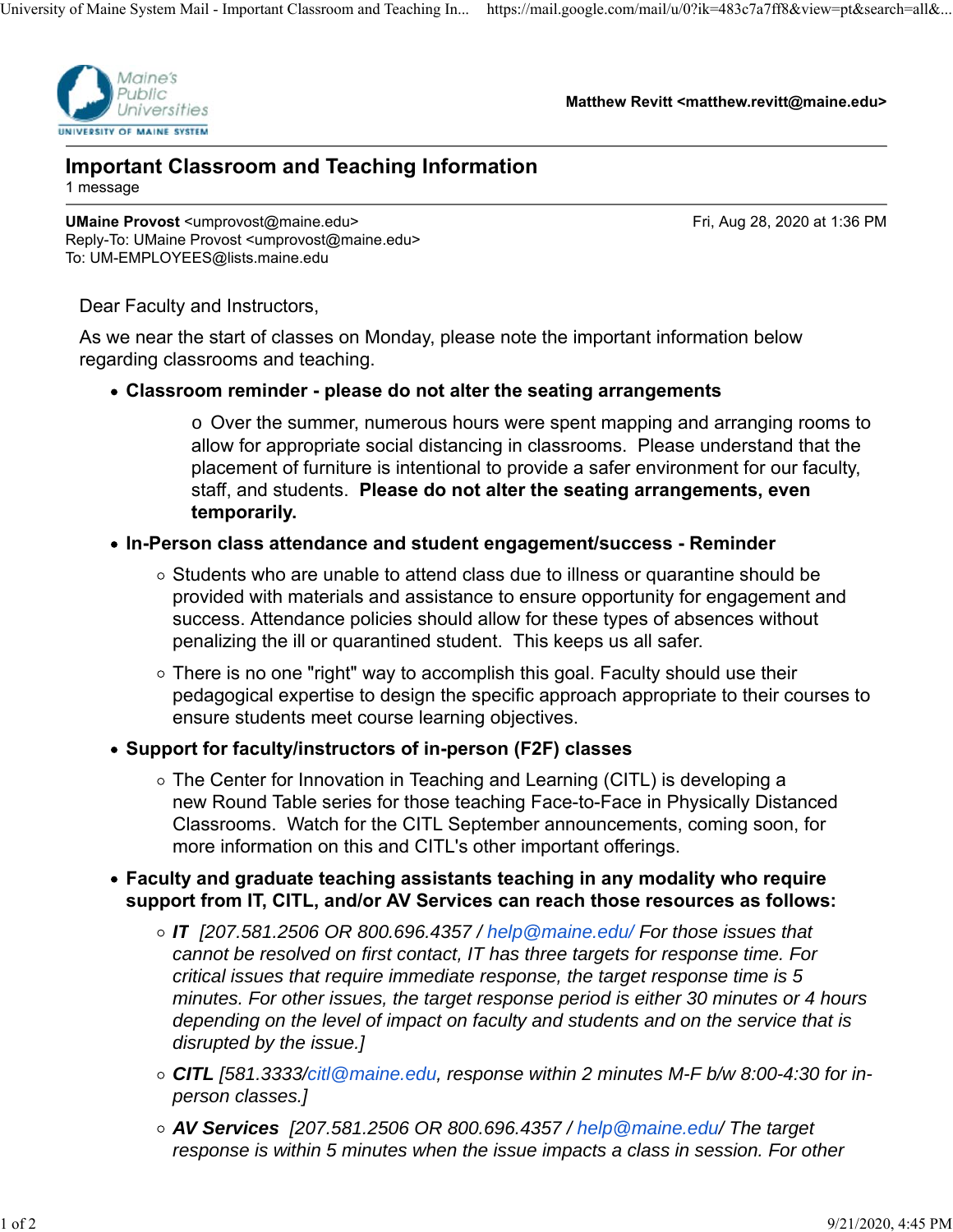Matthew Revitt <matthew.revitt@maine.edu>

# Important Classroom and Teaching Information

1 message

**UMaine Provost** <umprovost@maine.edu> Fri, Aug 28, 2020 at 1:36 PM
Reply-To: UMaine Provost <umprovost@maine.edu>
To: UM-EMPLOYEES@lists.maine.edu

Dear Faculty and Instructors,

As we near the start of classes on Monday, please note the important information below regarding classrooms and teaching.

- **Classroom reminder - please do not alter the seating arrangements**
  - Over the summer, numerous hours were spent mapping and arranging rooms to allow for appropriate social distancing in classrooms. Please understand that the placement of furniture is intentional to provide a safer environment for our faculty, staff, and students. **Please do not alter the seating arrangements, even temporarily.**
- **In-Person class attendance and student engagement/success - Reminder**
  - Students who are unable to attend class due to illness or quarantine should be provided with materials and assistance to ensure opportunity for engagement and success. Attendance policies should allow for these types of absences without penalizing the ill or quarantined student. This keeps us all safer.
  - There is no one "right" way to accomplish this goal. Faculty should use their pedagogical expertise to design the specific approach appropriate to their courses to ensure students meet course learning objectives.
- **Support for faculty/instructors of in-person (F2F) classes**
  - The Center for Innovation in Teaching and Learning (CITL) is developing a new Round Table series for those teaching Face-to-Face in Physically Distanced Classrooms. Watch for the CITL September announcements, coming soon, for more information on this and CITL's other important offerings.
- **Faculty and graduate teaching assistants teaching in any modality who require support from IT, CITL, and/or AV Services can reach those resources as follows:**
  - ***IT*** *[207.581.2506 OR 800.696.4357 / help@maine.edu/ For those issues that cannot be resolved on first contact, IT has three targets for response time. For critical issues that require immediate response, the target response time is 5 minutes. For other issues, the target response period is either 30 minutes or 4 hours depending on the level of impact on faculty and students and on the service that is disrupted by the issue.]*
  - ***CITL*** *[581.3333/citl@maine.edu, response within 2 minutes M-F b/w 8:00-4:30 for in-person classes.]*
  - ***AV Services*** *[207.581.2506 OR 800.696.4357 / help@maine.edu/ The target response is within 5 minutes when the issue impacts a class in session. For other*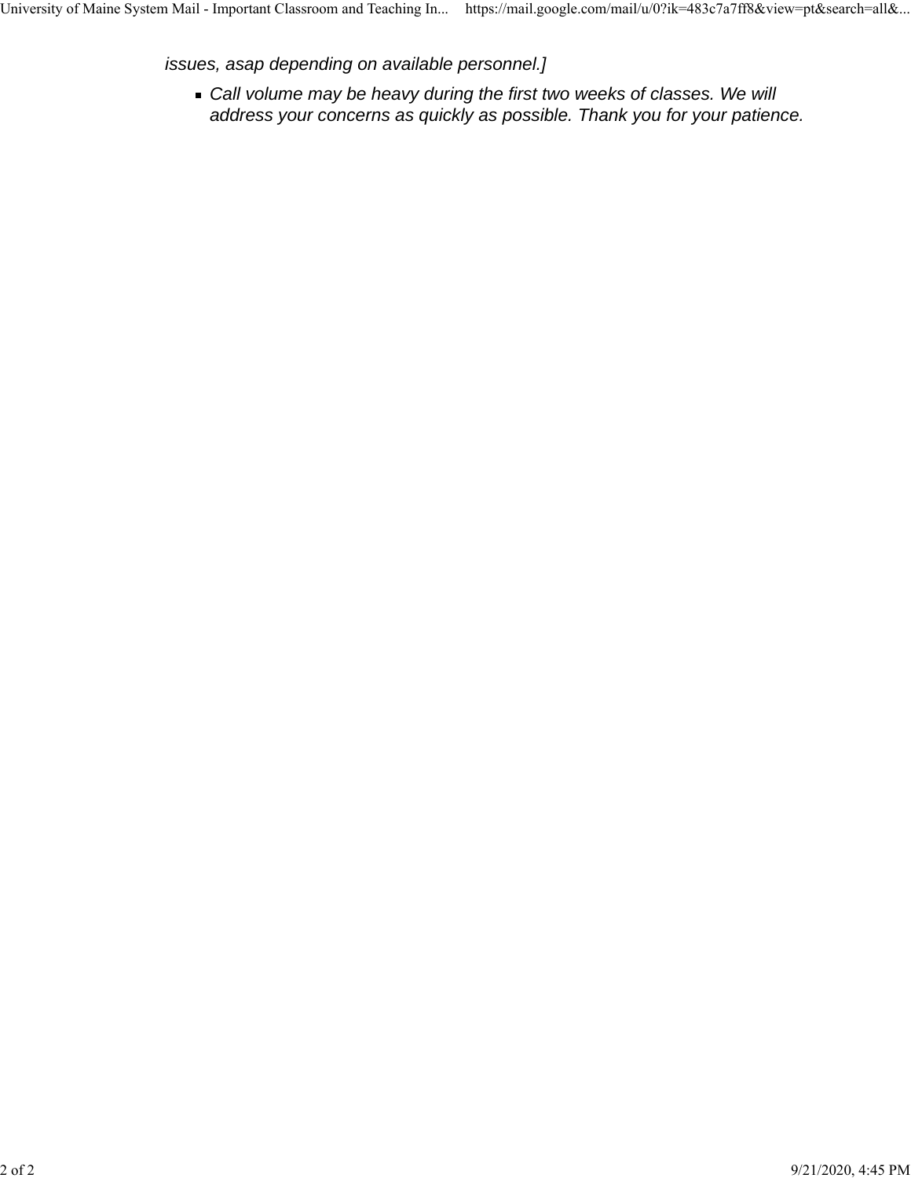*issues, asap depending on available personnel.]*

- *Call volume may be heavy during the first two weeks of classes. We will address your concerns as quickly as possible. Thank you for your patience.*